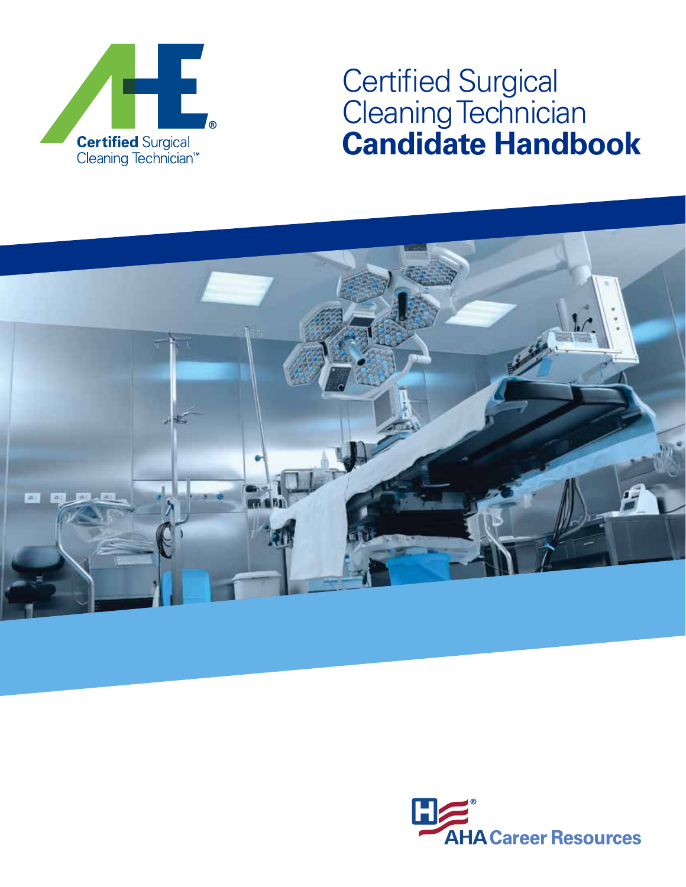Certified Surgical Cleaning Technician™

# Certified Surgical Cleaning Technician **Candidate Handbook**

AHA Career Resources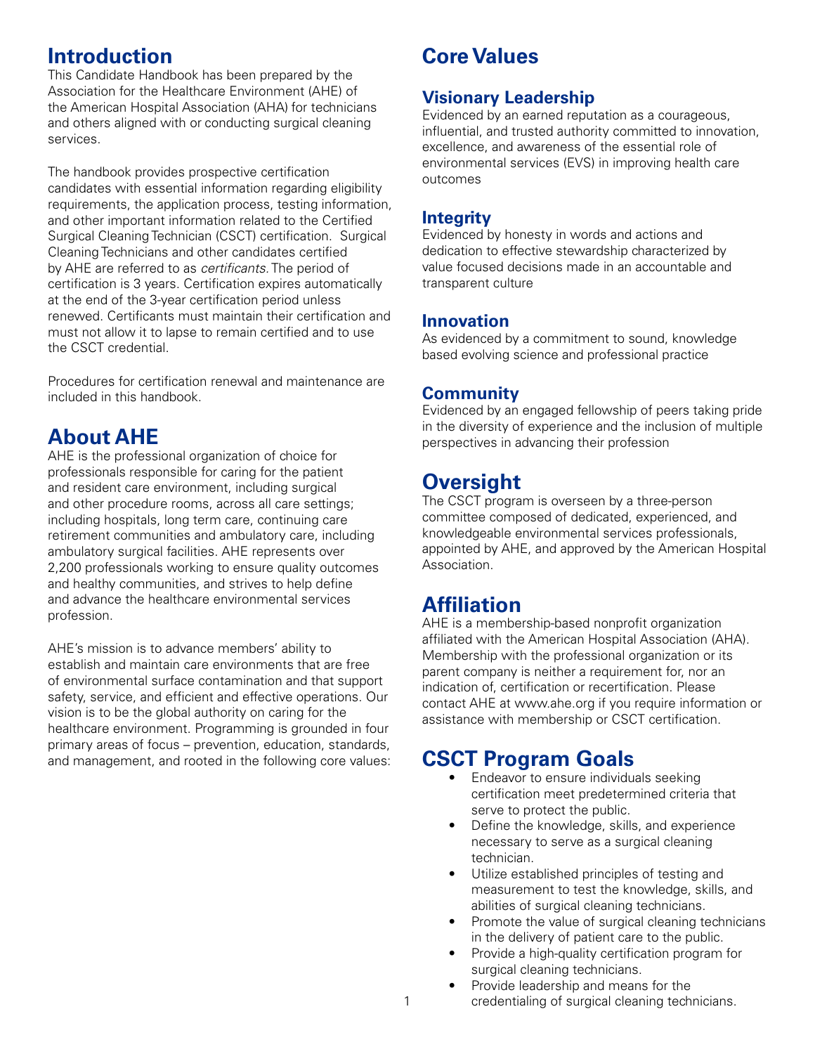## Introduction

This Candidate Handbook has been prepared by the Association for the Healthcare Environment (AHE) of the American Hospital Association (AHA) for technicians and others aligned with or conducting surgical cleaning services.

The handbook provides prospective certification candidates with essential information regarding eligibility requirements, the application process, testing information, and other important information related to the Certified Surgical Cleaning Technician (CSCT) certification. Surgical Cleaning Technicians and other candidates certified by AHE are referred to as *certificants*. The period of certification is 3 years. Certification expires automatically at the end of the 3-year certification period unless renewed. Certificants must maintain their certification and must not allow it to lapse to remain certified and to use the CSCT credential.

Procedures for certification renewal and maintenance are included in this handbook.

## About AHE

AHE is the professional organization of choice for professionals responsible for caring for the patient and resident care environment, including surgical and other procedure rooms, across all care settings; including hospitals, long term care, continuing care retirement communities and ambulatory care, including ambulatory surgical facilities. AHE represents over 2,200 professionals working to ensure quality outcomes and healthy communities, and strives to help define and advance the healthcare environmental services profession.

AHE's mission is to advance members' ability to establish and maintain care environments that are free of environmental surface contamination and that support safety, service, and efficient and effective operations. Our vision is to be the global authority on caring for the healthcare environment. Programming is grounded in four primary areas of focus – prevention, education, standards, and management, and rooted in the following core values:

## Core Values

### Visionary Leadership

Evidenced by an earned reputation as a courageous, influential, and trusted authority committed to innovation, excellence, and awareness of the essential role of environmental services (EVS) in improving health care outcomes

### Integrity

Evidenced by honesty in words and actions and dedication to effective stewardship characterized by value focused decisions made in an accountable and transparent culture

### Innovation

As evidenced by a commitment to sound, knowledge based evolving science and professional practice

### Community

Evidenced by an engaged fellowship of peers taking pride in the diversity of experience and the inclusion of multiple perspectives in advancing their profession

## Oversight

The CSCT program is overseen by a three-person committee composed of dedicated, experienced, and knowledgeable environmental services professionals, appointed by AHE, and approved by the American Hospital Association.

## Affiliation

AHE is a membership-based nonprofit organization affiliated with the American Hospital Association (AHA). Membership with the professional organization or its parent company is neither a requirement for, nor an indication of, certification or recertification. Please contact AHE at www.ahe.org if you require information or assistance with membership or CSCT certification.

## CSCT Program Goals

- Endeavor to ensure individuals seeking certification meet predetermined criteria that serve to protect the public.
- Define the knowledge, skills, and experience necessary to serve as a surgical cleaning technician.
- Utilize established principles of testing and measurement to test the knowledge, skills, and abilities of surgical cleaning technicians.
- Promote the value of surgical cleaning technicians in the delivery of patient care to the public.
- Provide a high-quality certification program for surgical cleaning technicians.
- Provide leadership and means for the credentialing of surgical cleaning technicians.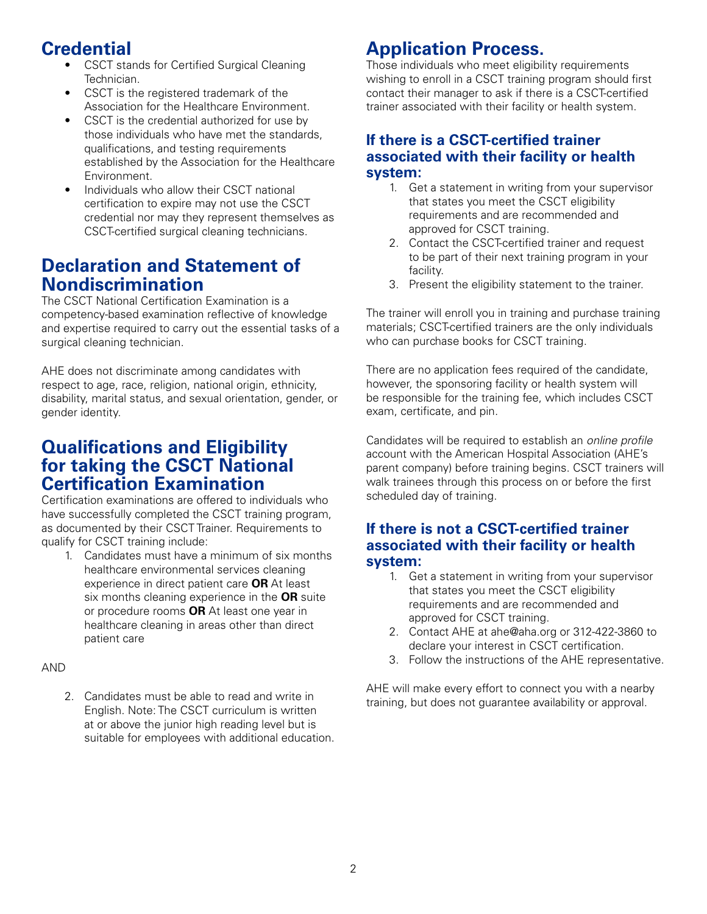## Credential

- CSCT stands for Certified Surgical Cleaning Technician.
- CSCT is the registered trademark of the Association for the Healthcare Environment.
- CSCT is the credential authorized for use by those individuals who have met the standards, qualifications, and testing requirements established by the Association for the Healthcare Environment.
- Individuals who allow their CSCT national certification to expire may not use the CSCT credential nor may they represent themselves as CSCT-certified surgical cleaning technicians.

## Declaration and Statement of Nondiscrimination

The CSCT National Certification Examination is a competency-based examination reflective of knowledge and expertise required to carry out the essential tasks of a surgical cleaning technician.

AHE does not discriminate among candidates with respect to age, race, religion, national origin, ethnicity, disability, marital status, and sexual orientation, gender, or gender identity.

## Qualifications and Eligibility for taking the CSCT National Certification Examination

Certification examinations are offered to individuals who have successfully completed the CSCT training program, as documented by their CSCT Trainer. Requirements to qualify for CSCT training include:

1. Candidates must have a minimum of six months healthcare environmental services cleaning experience in direct patient care **OR** At least six months cleaning experience in the **OR** suite or procedure rooms **OR** At least one year in healthcare cleaning in areas other than direct patient care

AND

2. Candidates must be able to read and write in English. Note: The CSCT curriculum is written at or above the junior high reading level but is suitable for employees with additional education.

## Application Process.

Those individuals who meet eligibility requirements wishing to enroll in a CSCT training program should first contact their manager to ask if there is a CSCT-certified trainer associated with their facility or health system.

### If there is a CSCT-certified trainer associated with their facility or health system:

1. Get a statement in writing from your supervisor that states you meet the CSCT eligibility requirements and are recommended and approved for CSCT training.
2. Contact the CSCT-certified trainer and request to be part of their next training program in your facility.
3. Present the eligibility statement to the trainer.

The trainer will enroll you in training and purchase training materials; CSCT-certified trainers are the only individuals who can purchase books for CSCT training.

There are no application fees required of the candidate, however, the sponsoring facility or health system will be responsible for the training fee, which includes CSCT exam, certificate, and pin.

Candidates will be required to establish an *online profile* account with the American Hospital Association (AHE's parent company) before training begins. CSCT trainers will walk trainees through this process on or before the first scheduled day of training.

### If there is not a CSCT-certified trainer associated with their facility or health system:

1. Get a statement in writing from your supervisor that states you meet the CSCT eligibility requirements and are recommended and approved for CSCT training.
2. Contact AHE at ahe@aha.org or 312-422-3860 to declare your interest in CSCT certification.
3. Follow the instructions of the AHE representative.

AHE will make every effort to connect you with a nearby training, but does not guarantee availability or approval.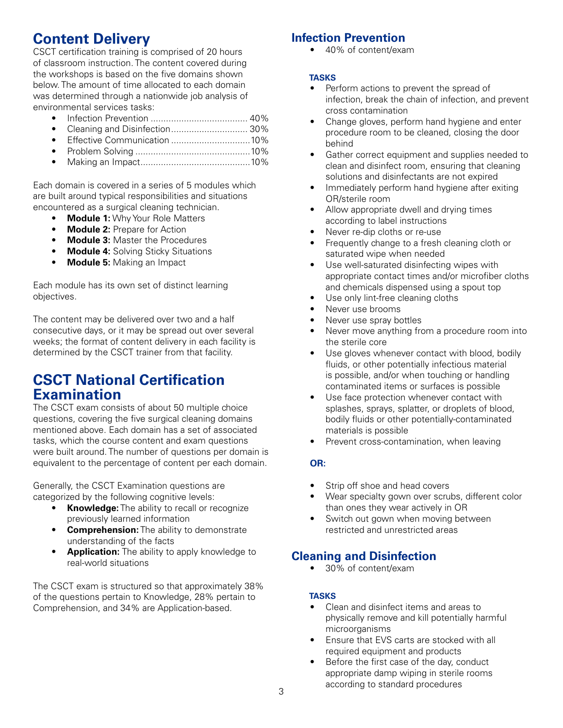## Content Delivery

CSCT certification training is comprised of 20 hours of classroom instruction. The content covered during the workshops is based on the five domains shown below. The amount of time allocated to each domain was determined through a nationwide job analysis of environmental services tasks:

- Infection Prevention ...................................... 40%
- Cleaning and Disinfection.............................. 30%
- Effective Communication ...............................10%
- Problem Solving .............................................10%
- Making an Impact...........................................10%

Each domain is covered in a series of 5 modules which are built around typical responsibilities and situations encountered as a surgical cleaning technician.

- **Module 1:** Why Your Role Matters
- **Module 2:** Prepare for Action
- **Module 3:** Master the Procedures
- **Module 4:** Solving Sticky Situations
- **Module 5:** Making an Impact

Each module has its own set of distinct learning objectives.

The content may be delivered over two and a half consecutive days, or it may be spread out over several weeks; the format of content delivery in each facility is determined by the CSCT trainer from that facility.

## CSCT National Certification Examination

The CSCT exam consists of about 50 multiple choice questions, covering the five surgical cleaning domains mentioned above. Each domain has a set of associated tasks, which the course content and exam questions were built around. The number of questions per domain is equivalent to the percentage of content per each domain.

Generally, the CSCT Examination questions are categorized by the following cognitive levels:

- **Knowledge:** The ability to recall or recognize previously learned information
- **Comprehension:** The ability to demonstrate understanding of the facts
- **Application:** The ability to apply knowledge to real-world situations

The CSCT exam is structured so that approximately 38% of the questions pertain to Knowledge, 28% pertain to Comprehension, and 34% are Application-based.

### Infection Prevention

- 40% of content/exam

#### TASKS

- Perform actions to prevent the spread of infection, break the chain of infection, and prevent cross contamination
- Change gloves, perform hand hygiene and enter procedure room to be cleaned, closing the door behind
- Gather correct equipment and supplies needed to clean and disinfect room, ensuring that cleaning solutions and disinfectants are not expired
- Immediately perform hand hygiene after exiting OR/sterile room
- Allow appropriate dwell and drying times according to label instructions
- Never re-dip cloths or re-use
- Frequently change to a fresh cleaning cloth or saturated wipe when needed
- Use well-saturated disinfecting wipes with appropriate contact times and/or microfiber cloths and chemicals dispensed using a spout top
- Use only lint-free cleaning cloths
- Never use brooms
- Never use spray bottles
- Never move anything from a procedure room into the sterile core
- Use gloves whenever contact with blood, bodily fluids, or other potentially infectious material is possible, and/or when touching or handling contaminated items or surfaces is possible
- Use face protection whenever contact with splashes, sprays, splatter, or droplets of blood, bodily fluids or other potentially-contaminated materials is possible
- Prevent cross-contamination, when leaving

#### OR:

- Strip off shoe and head covers
- Wear specialty gown over scrubs, different color than ones they wear actively in OR
- Switch out gown when moving between restricted and unrestricted areas

### Cleaning and Disinfection

- 30% of content/exam

#### TASKS

- Clean and disinfect items and areas to physically remove and kill potentially harmful microorganisms
- Ensure that EVS carts are stocked with all required equipment and products
- Before the first case of the day, conduct appropriate damp wiping in sterile rooms according to standard procedures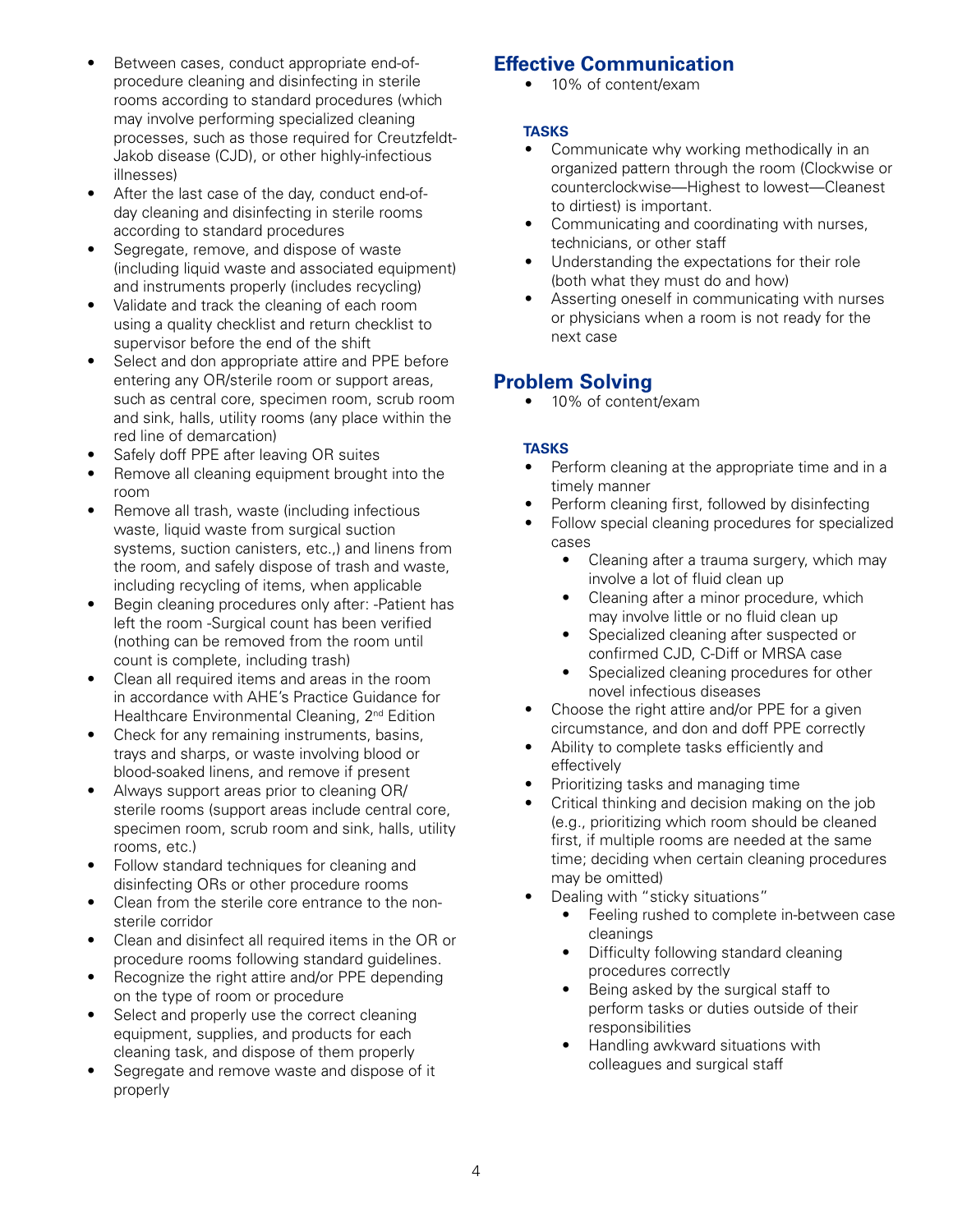- Between cases, conduct appropriate end-of-procedure cleaning and disinfecting in sterile rooms according to standard procedures (which may involve performing specialized cleaning processes, such as those required for Creutzfeldt-Jakob disease (CJD), or other highly-infectious illnesses)
- After the last case of the day, conduct end-of-day cleaning and disinfecting in sterile rooms according to standard procedures
- Segregate, remove, and dispose of waste (including liquid waste and associated equipment) and instruments properly (includes recycling)
- Validate and track the cleaning of each room using a quality checklist and return checklist to supervisor before the end of the shift
- Select and don appropriate attire and PPE before entering any OR/sterile room or support areas, such as central core, specimen room, scrub room and sink, halls, utility rooms (any place within the red line of demarcation)
- Safely doff PPE after leaving OR suites
- Remove all cleaning equipment brought into the room
- Remove all trash, waste (including infectious waste, liquid waste from surgical suction systems, suction canisters, etc.,) and linens from the room, and safely dispose of trash and waste, including recycling of items, when applicable
- Begin cleaning procedures only after: -Patient has left the room -Surgical count has been verified (nothing can be removed from the room until count is complete, including trash)
- Clean all required items and areas in the room in accordance with AHE's Practice Guidance for Healthcare Environmental Cleaning, 2nd Edition
- Check for any remaining instruments, basins, trays and sharps, or waste involving blood or blood-soaked linens, and remove if present
- Always support areas prior to cleaning OR/sterile rooms (support areas include central core, specimen room, scrub room and sink, halls, utility rooms, etc.)
- Follow standard techniques for cleaning and disinfecting ORs or other procedure rooms
- Clean from the sterile core entrance to the non-sterile corridor
- Clean and disinfect all required items in the OR or procedure rooms following standard guidelines.
- Recognize the right attire and/or PPE depending on the type of room or procedure
- Select and properly use the correct cleaning equipment, supplies, and products for each cleaning task, and dispose of them properly
- Segregate and remove waste and dispose of it properly

## Effective Communication

- 10% of content/exam

### TASKS

- Communicate why working methodically in an organized pattern through the room (Clockwise or counterclockwise—Highest to lowest—Cleanest to dirtiest) is important.
- Communicating and coordinating with nurses, technicians, or other staff
- Understanding the expectations for their role (both what they must do and how)
- Asserting oneself in communicating with nurses or physicians when a room is not ready for the next case

## Problem Solving

- 10% of content/exam

### TASKS

- Perform cleaning at the appropriate time and in a timely manner
- Perform cleaning first, followed by disinfecting
- Follow special cleaning procedures for specialized cases
    - Cleaning after a trauma surgery, which may involve a lot of fluid clean up
    - Cleaning after a minor procedure, which may involve little or no fluid clean up
    - Specialized cleaning after suspected or confirmed CJD, C-Diff or MRSA case
    - Specialized cleaning procedures for other novel infectious diseases
- Choose the right attire and/or PPE for a given circumstance, and don and doff PPE correctly
- Ability to complete tasks efficiently and effectively
- Prioritizing tasks and managing time
- Critical thinking and decision making on the job (e.g., prioritizing which room should be cleaned first, if multiple rooms are needed at the same time; deciding when certain cleaning procedures may be omitted)
- Dealing with "sticky situations"
    - Feeling rushed to complete in-between case cleanings
    - Difficulty following standard cleaning procedures correctly
    - Being asked by the surgical staff to perform tasks or duties outside of their responsibilities
    - Handling awkward situations with colleagues and surgical staff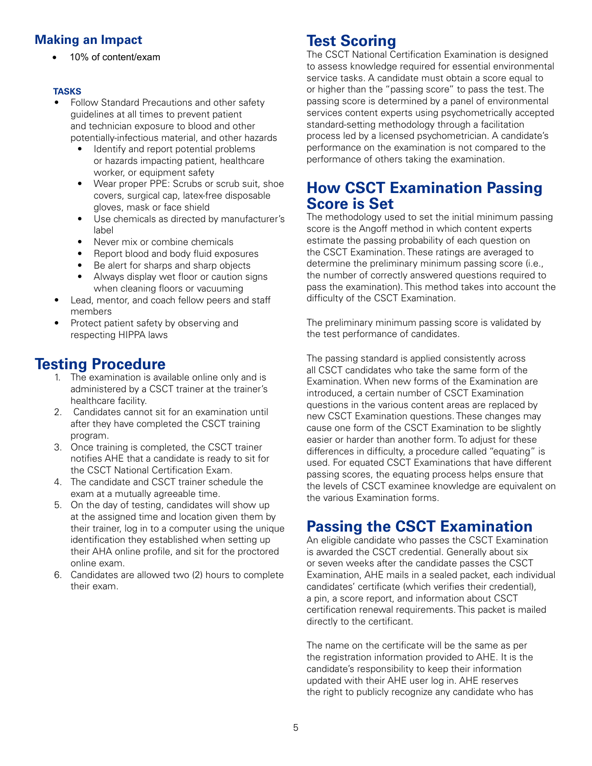### Making an Impact

- 10% of content/exam

#### TASKS

- Follow Standard Precautions and other safety guidelines at all times to prevent patient and technician exposure to blood and other potentially-infectious material, and other hazards
    - Identify and report potential problems or hazards impacting patient, healthcare worker, or equipment safety
    - Wear proper PPE: Scrubs or scrub suit, shoe covers, surgical cap, latex-free disposable gloves, mask or face shield
    - Use chemicals as directed by manufacturer's label
    - Never mix or combine chemicals
    - Report blood and body fluid exposures
    - Be alert for sharps and sharp objects
    - Always display wet floor or caution signs when cleaning floors or vacuuming
- Lead, mentor, and coach fellow peers and staff members
- Protect patient safety by observing and respecting HIPPA laws

## Testing Procedure

1. The examination is available online only and is administered by a CSCT trainer at the trainer's healthcare facility.
2. Candidates cannot sit for an examination until after they have completed the CSCT training program.
3. Once training is completed, the CSCT trainer notifies AHE that a candidate is ready to sit for the CSCT National Certification Exam.
4. The candidate and CSCT trainer schedule the exam at a mutually agreeable time.
5. On the day of testing, candidates will show up at the assigned time and location given them by their trainer, log in to a computer using the unique identification they established when setting up their AHA online profile, and sit for the proctored online exam.
6. Candidates are allowed two (2) hours to complete their exam.

## Test Scoring

The CSCT National Certification Examination is designed to assess knowledge required for essential environmental service tasks. A candidate must obtain a score equal to or higher than the "passing score" to pass the test. The passing score is determined by a panel of environmental services content experts using psychometrically accepted standard-setting methodology through a facilitation process led by a licensed psychometrician. A candidate's performance on the examination is not compared to the performance of others taking the examination.

## How CSCT Examination Passing Score is Set

The methodology used to set the initial minimum passing score is the Angoff method in which content experts estimate the passing probability of each question on the CSCT Examination. These ratings are averaged to determine the preliminary minimum passing score (i.e., the number of correctly answered questions required to pass the examination). This method takes into account the difficulty of the CSCT Examination.

The preliminary minimum passing score is validated by the test performance of candidates.

The passing standard is applied consistently across all CSCT candidates who take the same form of the Examination. When new forms of the Examination are introduced, a certain number of CSCT Examination questions in the various content areas are replaced by new CSCT Examination questions. These changes may cause one form of the CSCT Examination to be slightly easier or harder than another form. To adjust for these differences in difficulty, a procedure called "equating" is used. For equated CSCT Examinations that have different passing scores, the equating process helps ensure that the levels of CSCT examinee knowledge are equivalent on the various Examination forms.

## Passing the CSCT Examination

An eligible candidate who passes the CSCT Examination is awarded the CSCT credential. Generally about six or seven weeks after the candidate passes the CSCT Examination, AHE mails in a sealed packet, each individual candidates' certificate (which verifies their credential), a pin, a score report, and information about CSCT certification renewal requirements. This packet is mailed directly to the certificant.

The name on the certificate will be the same as per the registration information provided to AHE. It is the candidate's responsibility to keep their information updated with their AHE user log in. AHE reserves the right to publicly recognize any candidate who has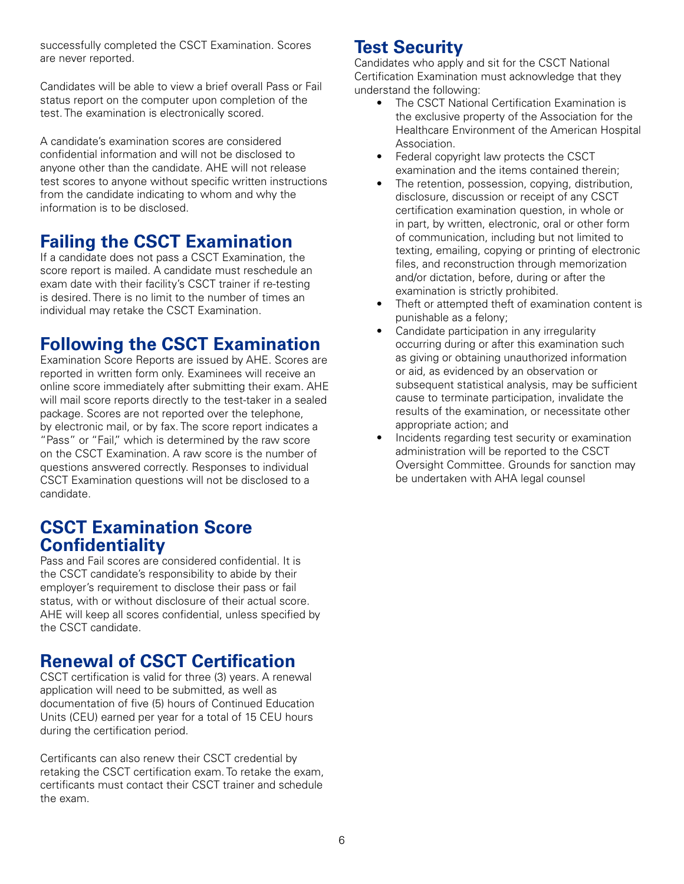successfully completed the CSCT Examination. Scores are never reported.

Candidates will be able to view a brief overall Pass or Fail status report on the computer upon completion of the test. The examination is electronically scored.

A candidate's examination scores are considered confidential information and will not be disclosed to anyone other than the candidate. AHE will not release test scores to anyone without specific written instructions from the candidate indicating to whom and why the information is to be disclosed.

## Failing the CSCT Examination

If a candidate does not pass a CSCT Examination, the score report is mailed. A candidate must reschedule an exam date with their facility's CSCT trainer if re-testing is desired. There is no limit to the number of times an individual may retake the CSCT Examination.

## Following the CSCT Examination

Examination Score Reports are issued by AHE. Scores are reported in written form only. Examinees will receive an online score immediately after submitting their exam. AHE will mail score reports directly to the test-taker in a sealed package. Scores are not reported over the telephone, by electronic mail, or by fax. The score report indicates a "Pass" or "Fail," which is determined by the raw score on the CSCT Examination. A raw score is the number of questions answered correctly. Responses to individual CSCT Examination questions will not be disclosed to a candidate.

## CSCT Examination Score Confidentiality

Pass and Fail scores are considered confidential. It is the CSCT candidate's responsibility to abide by their employer's requirement to disclose their pass or fail status, with or without disclosure of their actual score. AHE will keep all scores confidential, unless specified by the CSCT candidate.

## Renewal of CSCT Certification

CSCT certification is valid for three (3) years. A renewal application will need to be submitted, as well as documentation of five (5) hours of Continued Education Units (CEU) earned per year for a total of 15 CEU hours during the certification period.

Certificants can also renew their CSCT credential by retaking the CSCT certification exam. To retake the exam, certificants must contact their CSCT trainer and schedule the exam.

## Test Security

Candidates who apply and sit for the CSCT National Certification Examination must acknowledge that they understand the following:

- The CSCT National Certification Examination is the exclusive property of the Association for the Healthcare Environment of the American Hospital Association.
- Federal copyright law protects the CSCT examination and the items contained therein;
- The retention, possession, copying, distribution, disclosure, discussion or receipt of any CSCT certification examination question, in whole or in part, by written, electronic, oral or other form of communication, including but not limited to texting, emailing, copying or printing of electronic files, and reconstruction through memorization and/or dictation, before, during or after the examination is strictly prohibited.
- Theft or attempted theft of examination content is punishable as a felony;
- Candidate participation in any irregularity occurring during or after this examination such as giving or obtaining unauthorized information or aid, as evidenced by an observation or subsequent statistical analysis, may be sufficient cause to terminate participation, invalidate the results of the examination, or necessitate other appropriate action; and
- Incidents regarding test security or examination administration will be reported to the CSCT Oversight Committee. Grounds for sanction may be undertaken with AHA legal counsel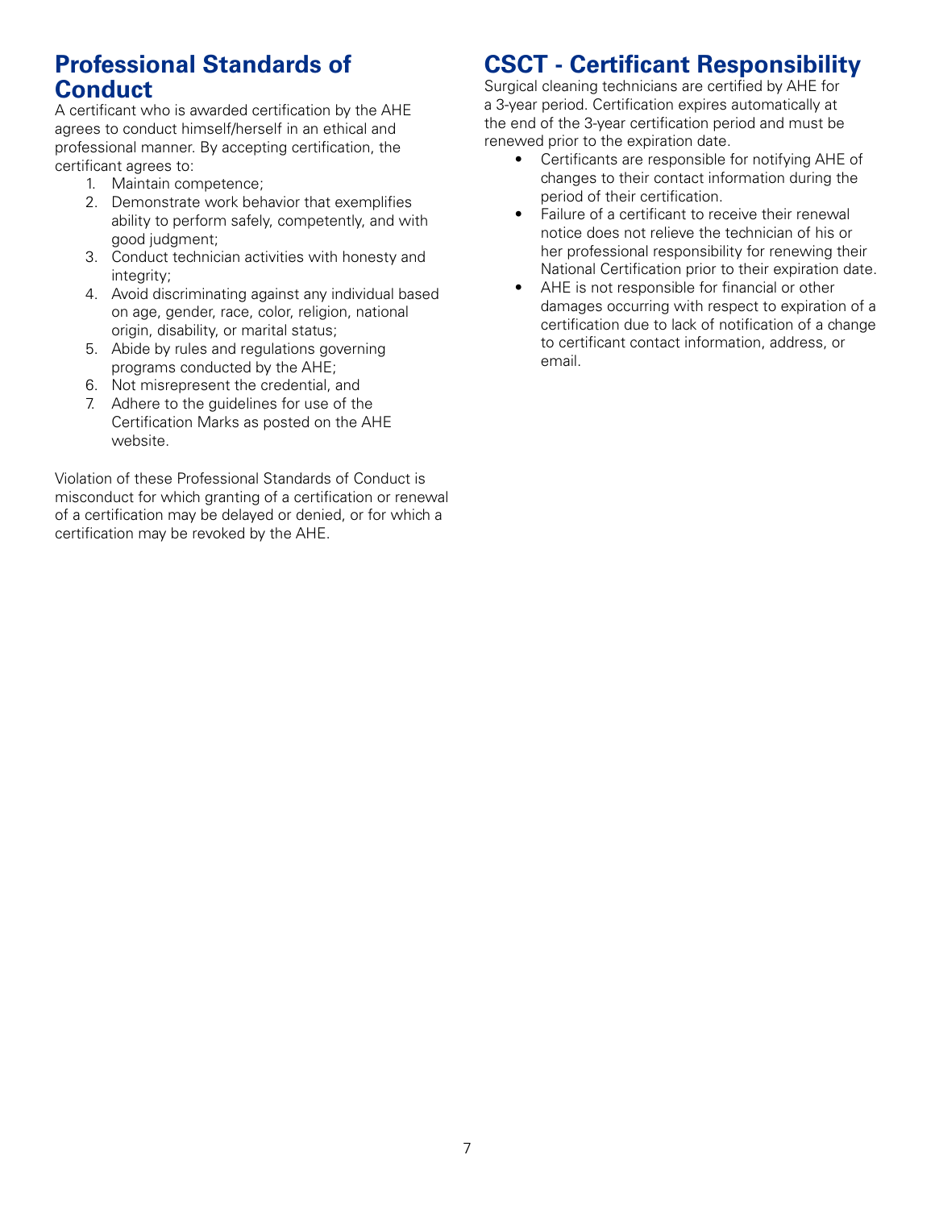## Professional Standards of Conduct

A certificant who is awarded certification by the AHE agrees to conduct himself/herself in an ethical and professional manner. By accepting certification, the certificant agrees to:

1. Maintain competence;
2. Demonstrate work behavior that exemplifies ability to perform safely, competently, and with good judgment;
3. Conduct technician activities with honesty and integrity;
4. Avoid discriminating against any individual based on age, gender, race, color, religion, national origin, disability, or marital status;
5. Abide by rules and regulations governing programs conducted by the AHE;
6. Not misrepresent the credential, and
7. Adhere to the guidelines for use of the Certification Marks as posted on the AHE website.

Violation of these Professional Standards of Conduct is misconduct for which granting of a certification or renewal of a certification may be delayed or denied, or for which a certification may be revoked by the AHE.

## CSCT - Certificant Responsibility

Surgical cleaning technicians are certified by AHE for a 3-year period. Certification expires automatically at the end of the 3-year certification period and must be renewed prior to the expiration date.

- Certificants are responsible for notifying AHE of changes to their contact information during the period of their certification.
- Failure of a certificant to receive their renewal notice does not relieve the technician of his or her professional responsibility for renewing their National Certification prior to their expiration date.
- AHE is not responsible for financial or other damages occurring with respect to expiration of a certification due to lack of notification of a change to certificant contact information, address, or email.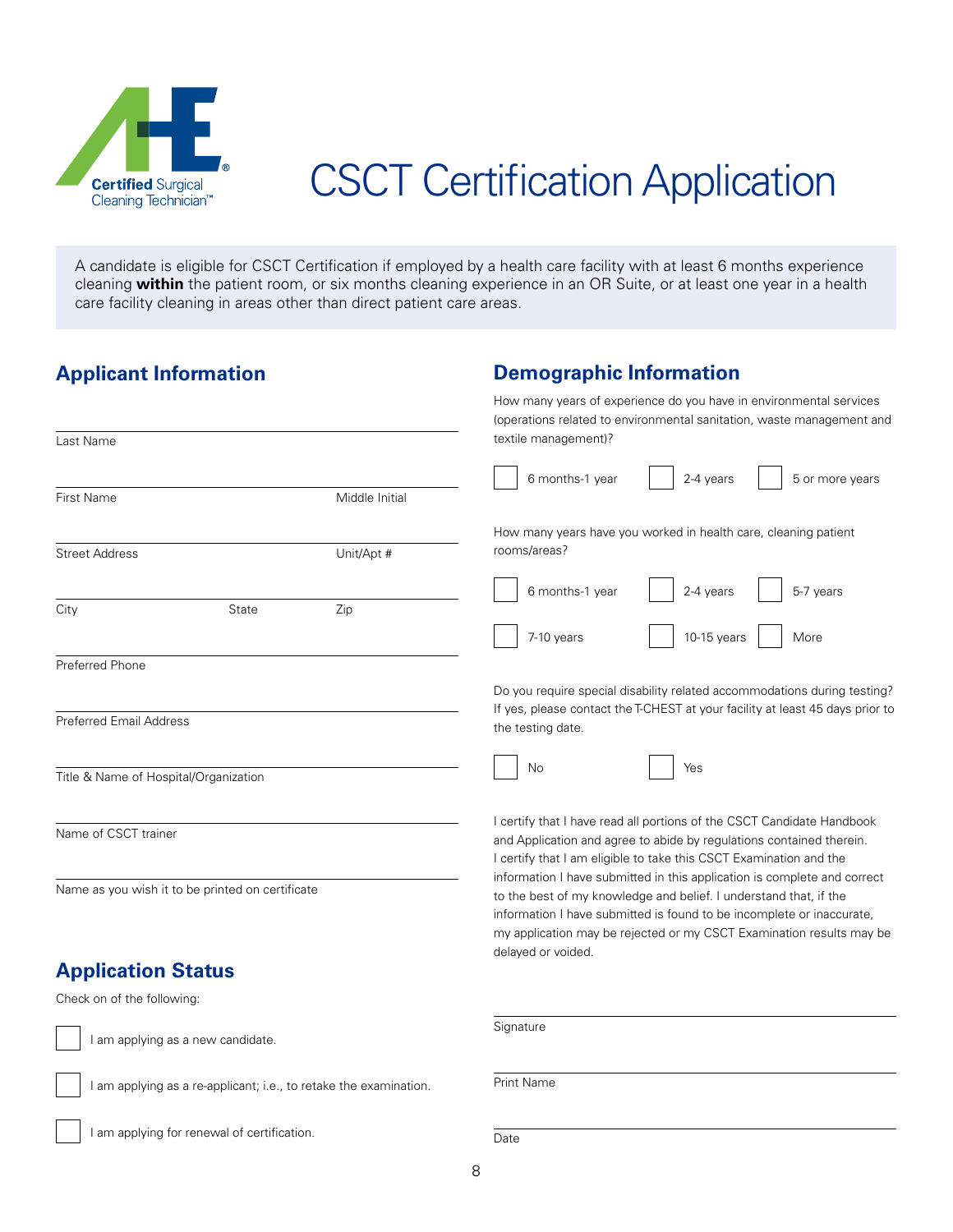Certified Surgical Cleaning Technician™

# CSCT Certification Application

A candidate is eligible for CSCT Certification if employed by a health care facility with at least 6 months experience cleaning **within** the patient room, or six months cleaning experience in an OR Suite, or at least one year in a health care facility cleaning in areas other than direct patient care areas.

## Applicant Information

Last Name

First Name | Middle Initial

Street Address | Unit/Apt #

City | State | Zip

Preferred Phone

Preferred Email Address

Title & Name of Hospital/Organization

Name of CSCT trainer

Name as you wish it to be printed on certificate

## Application Status

Check on of the following:

- ☐ I am applying as a new candidate.
- ☐ I am applying as a re-applicant; i.e., to retake the examination.
- ☐ I am applying for renewal of certification.

## Demographic Information

How many years of experience do you have in environmental services (operations related to environmental sanitation, waste management and textile management)?

- ☐ 6 months-1 year
- ☐ 2-4 years
- ☐ 5 or more years

How many years have you worked in health care, cleaning patient rooms/areas?

- ☐ 6 months-1 year
- ☐ 2-4 years
- ☐ 5-7 years
- ☐ 7-10 years
- ☐ 10-15 years
- ☐ More

Do you require special disability related accommodations during testing? If yes, please contact the T-CHEST at your facility at least 45 days prior to the testing date.

- ☐ No
- ☐ Yes

I certify that I have read all portions of the CSCT Candidate Handbook and Application and agree to abide by regulations contained therein. I certify that I am eligible to take this CSCT Examination and the information I have submitted in this application is complete and correct to the best of my knowledge and belief. I understand that, if the information I have submitted is found to be incomplete or inaccurate, my application may be rejected or my CSCT Examination results may be delayed or voided.

Signature

Print Name

Date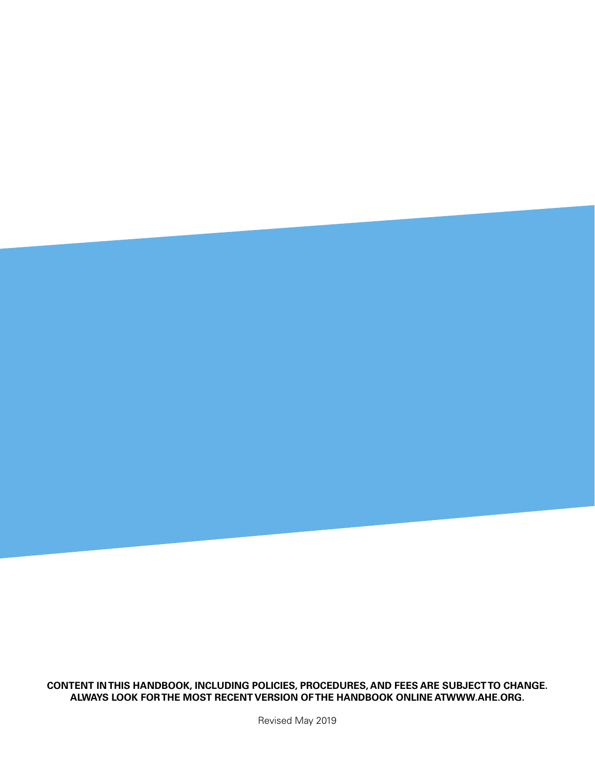**CONTENT IN THIS HANDBOOK, INCLUDING POLICIES, PROCEDURES, AND FEES ARE SUBJECT TO CHANGE. ALWAYS LOOK FOR THE MOST RECENT VERSION OF THE HANDBOOK ONLINE AT WWW.AHE.ORG.**

Revised May 2019